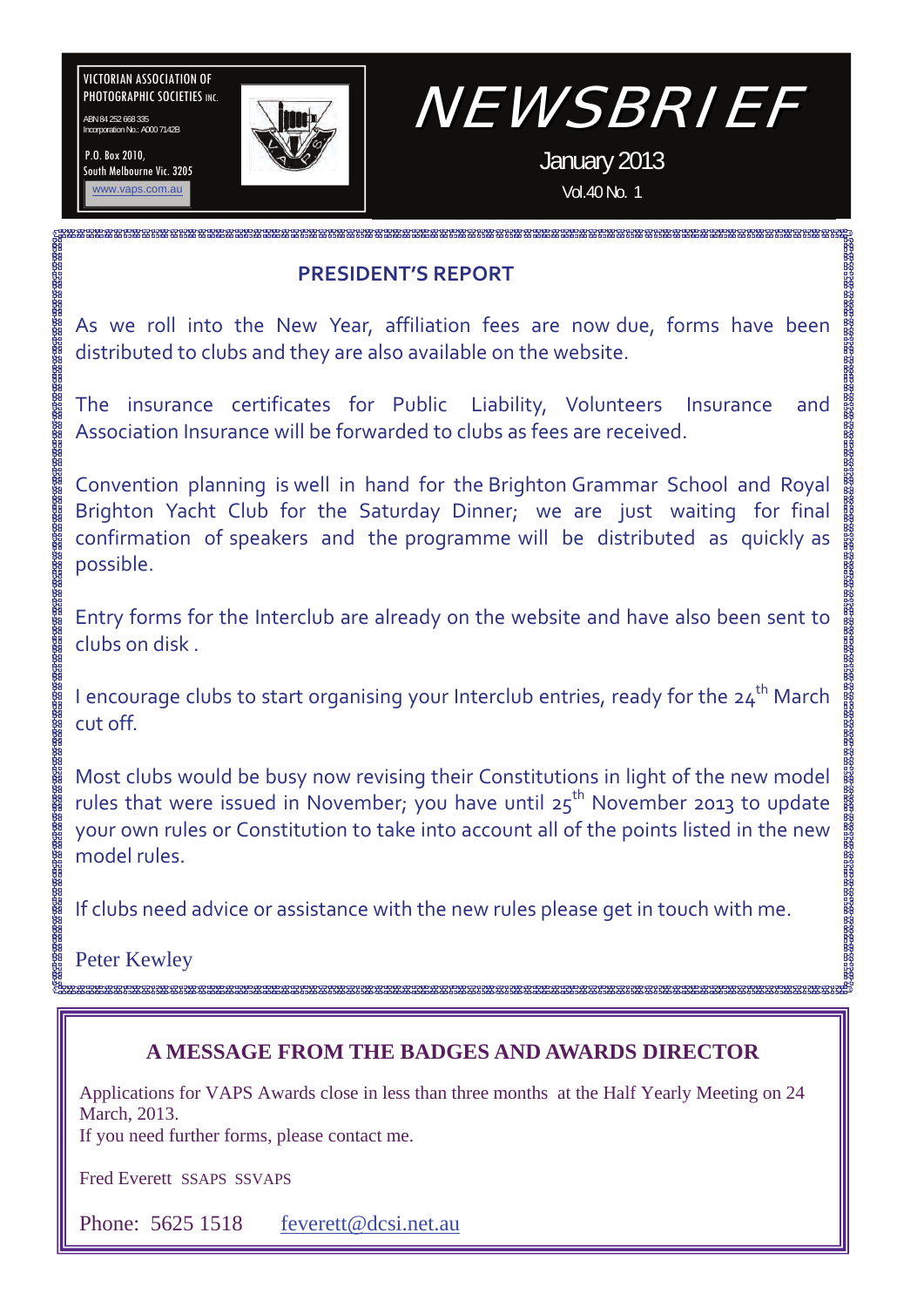VICTORIAN ASSOCIATION OF PHOTOGRAPHIC SOCIETIES INC.

ABN 84 252 668 335
Incorporation No.: A000 7142B

P.O. Box 2010,
South Melbourne Vic. 3205

www.vaps.com.au

# NEWSBRIEF

January 2013

Vol.40 No. 1

## PRESIDENT'S REPORT

As we roll into the New Year, affiliation fees are now due, forms have been distributed to clubs and they are also available on the website.

The insurance certificates for Public Liability, Volunteers Insurance and Association Insurance will be forwarded to clubs as fees are received.

Convention planning is well in hand for the Brighton Grammar School and Royal Brighton Yacht Club for the Saturday Dinner; we are just waiting for final confirmation of speakers and the programme will be distributed as quickly as possible.

Entry forms for the Interclub are already on the website and have also been sent to clubs on disk .

I encourage clubs to start organising your Interclub entries, ready for the 24th March cut off.

Most clubs would be busy now revising their Constitutions in light of the new model rules that were issued in November; you have until 25th November 2013 to update your own rules or Constitution to take into account all of the points listed in the new model rules.

If clubs need advice or assistance with the new rules please get in touch with me.

Peter Kewley

## A MESSAGE FROM THE BADGES AND AWARDS DIRECTOR

Applications for VAPS Awards close in less than three months at the Half Yearly Meeting on 24 March, 2013.
If you need further forms, please contact me.

Fred Everett SSAPS SSVAPS

Phone: 5625 1518 feverett@dcsi.net.au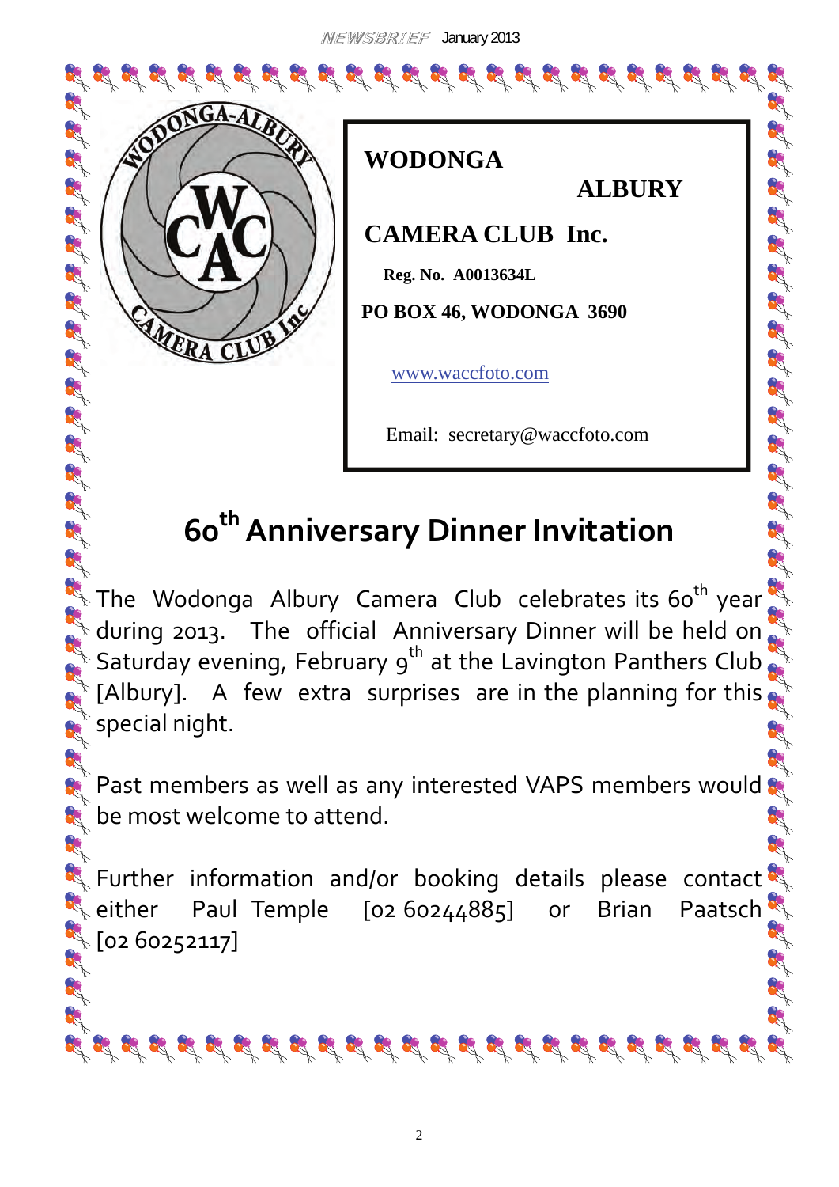**WODONGA**

**ALBURY**

**CAMERA CLUB Inc.**

**Reg. No. A0013634L**

**PO BOX 46, WODONGA 3690**

www.waccfoto.com

Email: secretary@waccfoto.com

# 60th Anniversary Dinner Invitation

The Wodonga Albury Camera Club celebrates its 60th year during 2013. The official Anniversary Dinner will be held on Saturday evening, February 9th at the Lavington Panthers Club [Albury]. A few extra surprises are in the planning for this special night.

Past members as well as any interested VAPS members would be most welcome to attend.

Further information and/or booking details please contact either Paul Temple [02 60244885] or Brian Paatsch [02 60252117]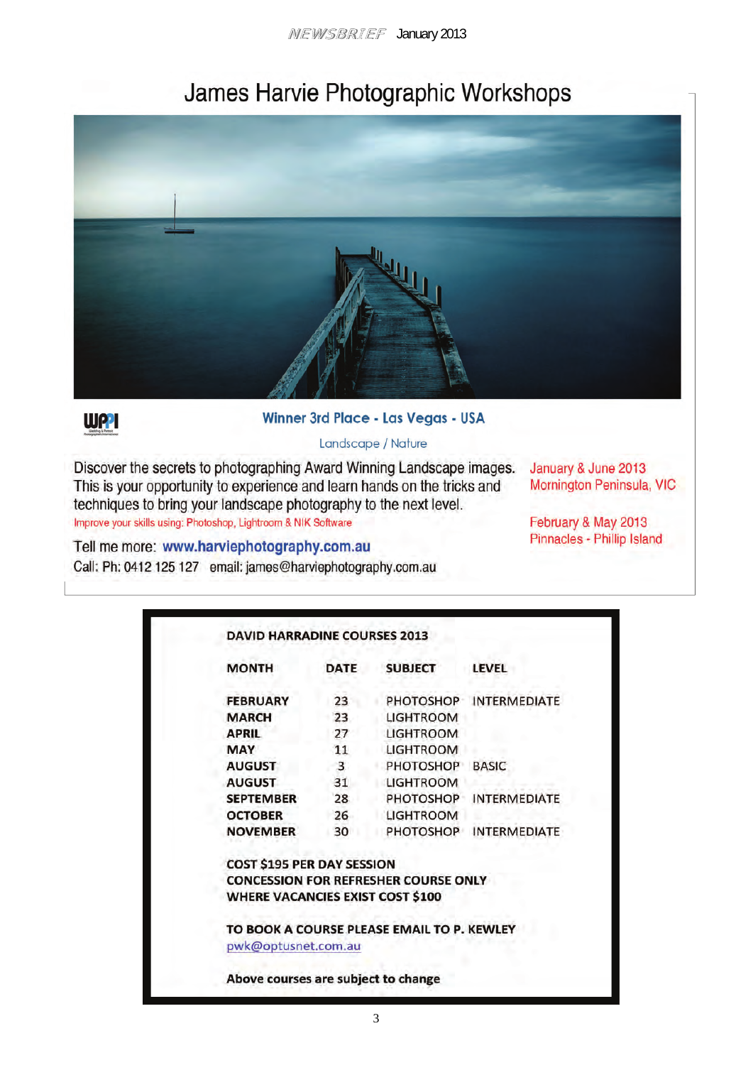# James Harvie Photographic Workshops

WPPI

**Winner 3rd Place - Las Vegas - USA**

Landscape / Nature

Discover the secrets to photographing Award Winning Landscape images. This is your opportunity to experience and learn hands on the tricks and techniques to bring your landscape photography to the next level.

Improve your skills using: Photoshop, Lightroom & NIK Software

Tell me more: **www.harviephotography.com.au**

Call: Ph: 0412 125 127 email: james@harviephotography.com.au

January & June 2013
Mornington Peninsula, VIC

February & May 2013
Pinnacles - Phillip Island

## DAVID HARRADINE COURSES 2013

| MONTH | DATE | SUBJECT | LEVEL |
|---|---|---|---|
| FEBRUARY | 23 | PHOTOSHOP | INTERMEDIATE |
| MARCH | 23 | LIGHTROOM | |
| APRIL | 27 | LIGHTROOM | |
| MAY | 11 | LIGHTROOM | |
| AUGUST | 3 | PHOTOSHOP | BASIC |
| AUGUST | 31 | LIGHTROOM | |
| SEPTEMBER | 28 | PHOTOSHOP | INTERMEDIATE |
| OCTOBER | 26 | LIGHTROOM | |
| NOVEMBER | 30 | PHOTOSHOP | INTERMEDIATE |

**COST $195 PER DAY SESSION**
**CONCESSION FOR REFRESHER COURSE ONLY**
**WHERE VACANCIES EXIST COST $100**

**TO BOOK A COURSE PLEASE EMAIL TO P. KEWLEY**
pwk@optusnet.com.au

**Above courses are subject to change**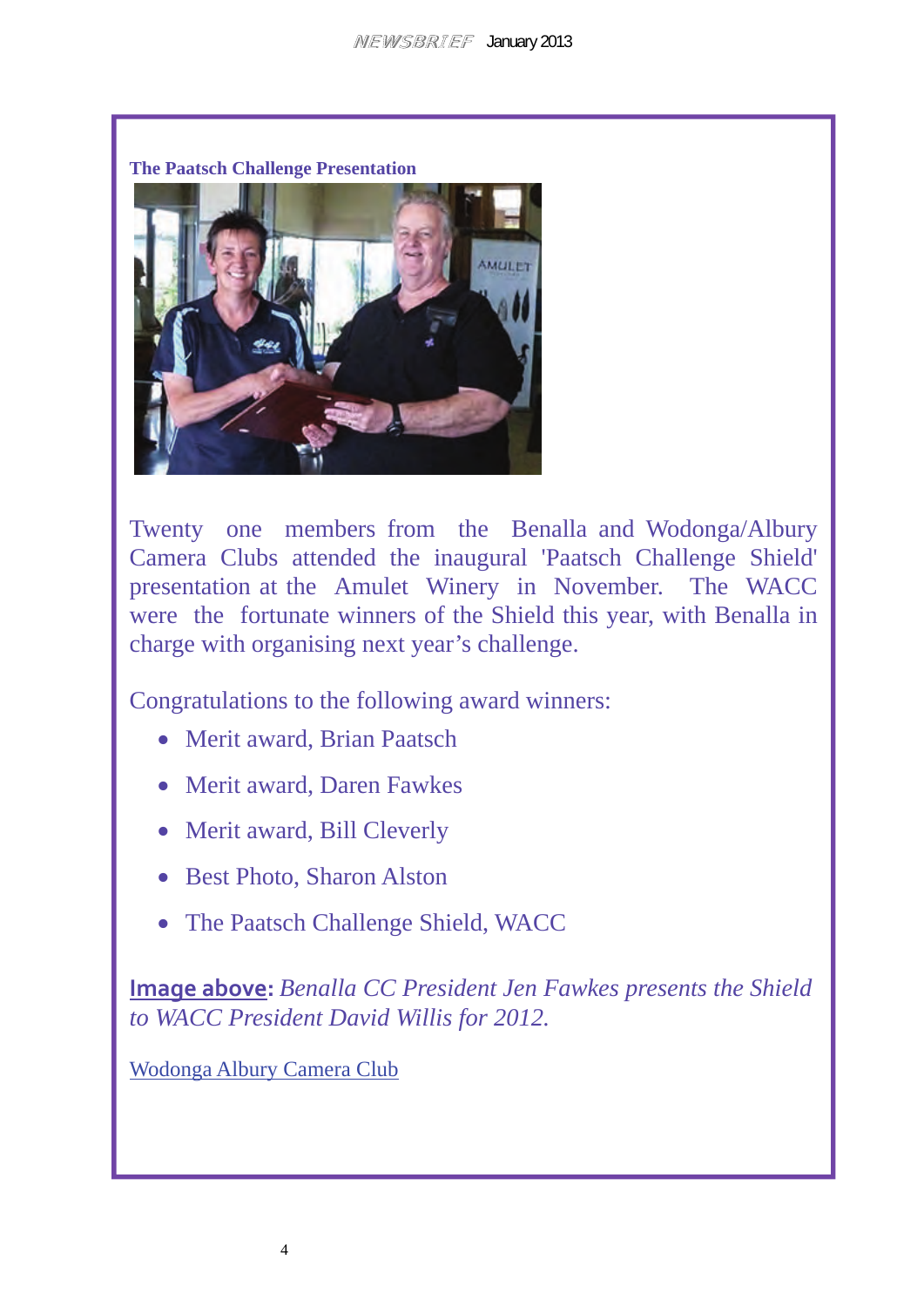### The Paatsch Challenge Presentation

Twenty one members from the Benalla and Wodonga/Albury Camera Clubs attended the inaugural 'Paatsch Challenge Shield' presentation at the Amulet Winery in November. The WACC were the fortunate winners of the Shield this year, with Benalla in charge with organising next year's challenge.

Congratulations to the following award winners:

- Merit award, Brian Paatsch
- Merit award, Daren Fawkes
- Merit award, Bill Cleverly
- Best Photo, Sharon Alston
- The Paatsch Challenge Shield, WACC

**Image above:** *Benalla CC President Jen Fawkes presents the Shield to WACC President David Willis for 2012.*

Wodonga Albury Camera Club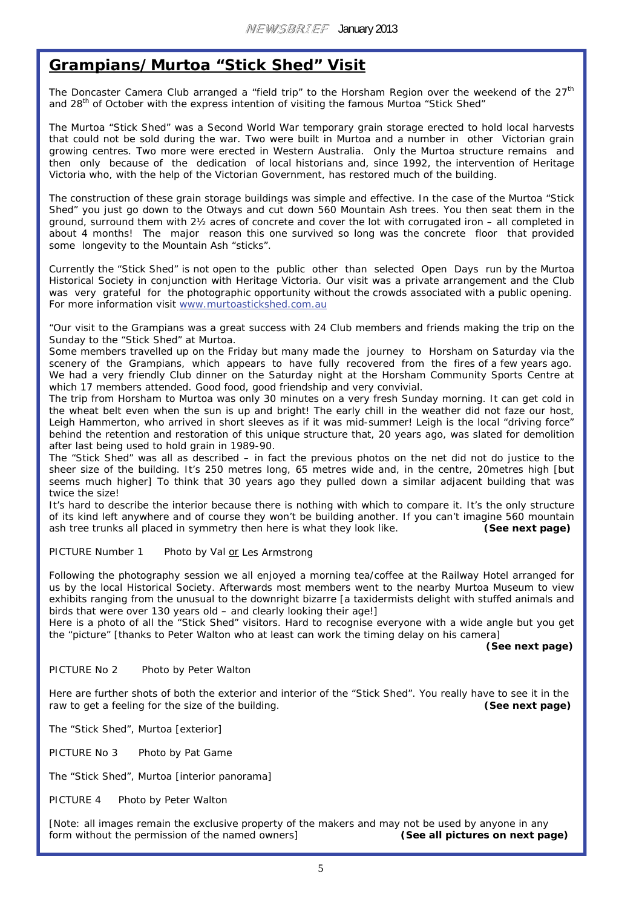## Grampians/Murtoa "Stick Shed" Visit

The Doncaster Camera Club arranged a "field trip" to the Horsham Region over the weekend of the 27th and 28th of October with the express intention of visiting the famous Murtoa "Stick Shed"

The Murtoa "Stick Shed" was a Second World War temporary grain storage erected to hold local harvests that could not be sold during the war. Two were built in Murtoa and a number in other Victorian grain growing centres. Two more were erected in Western Australia. Only the Murtoa structure remains and then only because of the dedication of local historians and, since 1992, the intervention of Heritage Victoria who, with the help of the Victorian Government, has restored much of the building.

The construction of these grain storage buildings was simple and effective. In the case of the Murtoa "Stick Shed" you just go down to the Otways and cut down 560 Mountain Ash trees. You then seat them in the ground, surround them with 2½ acres of concrete and cover the lot with corrugated iron – all completed in about 4 months! The major reason this one survived so long was the concrete floor that provided some longevity to the Mountain Ash "sticks".

Currently the "Stick Shed" is not open to the public other than selected Open Days run by the Murtoa Historical Society in conjunction with Heritage Victoria. Our visit was a private arrangement and the Club was very grateful for the photographic opportunity without the crowds associated with a public opening. For more information visit www.murtoastickshed.com.au

"Our visit to the Grampians was a great success with 24 Club members and friends making the trip on the Sunday to the "Stick Shed" at Murtoa.
Some members travelled up on the Friday but many made the journey to Horsham on Saturday via the scenery of the Grampians, which appears to have fully recovered from the fires of a few years ago. We had a very friendly Club dinner on the Saturday night at the Horsham Community Sports Centre at which 17 members attended. Good food, good friendship and very convivial.
The trip from Horsham to Murtoa was only 30 minutes on a very fresh Sunday morning. It can get cold in the wheat belt even when the sun is up and bright! The early chill in the weather did not faze our host, Leigh Hammerton, who arrived in short sleeves as if it was mid-summer! Leigh is the local "driving force" behind the retention and restoration of this unique structure that, 20 years ago, was slated for demolition after last being used to hold grain in 1989-90.
The "Stick Shed" was all as described – in fact the previous photos on the net did not do justice to the sheer size of the building. It's 250 metres long, 65 metres wide and, in the centre, 20metres high [but seems much higher] To think that 30 years ago they pulled down a similar adjacent building that was twice the size!
It's hard to describe the interior because there is nothing with which to compare it. It's the only structure of its kind left anywhere and of course they won't be building another. If you can't imagine 560 mountain ash tree trunks all placed in symmetry then here is what they look like. ***(See next page)***

PICTURE Number 1 Photo by Val <u>or</u> Les Armstrong

Following the photography session we all enjoyed a morning tea/coffee at the Railway Hotel arranged for us by the local Historical Society. Afterwards most members went to the nearby Murtoa Museum to view exhibits ranging from the unusual to the downright bizarre [a taxidermists delight with stuffed animals and birds that were over 130 years old – and clearly looking their age!]
Here is a photo of all the "Stick Shed" visitors. Hard to recognise everyone with a wide angle but you get the "picture" [thanks to Peter Walton who at least can work the timing delay on his camera]
***(See next page)***

PICTURE No 2 Photo by Peter Walton

Here are further shots of both the exterior and interior of the "Stick Shed". You really have to see it in the raw to get a feeling for the size of the building. ***(See next page)***

The "Stick Shed", Murtoa [exterior]

PICTURE No 3 Photo by Pat Game

The "Stick Shed", Murtoa [interior panorama]

PICTURE 4 Photo by Peter Walton

[Note: all images remain the exclusive property of the makers and may not be used by anyone in any form without the permission of the named owners] ***(See all pictures on next page)***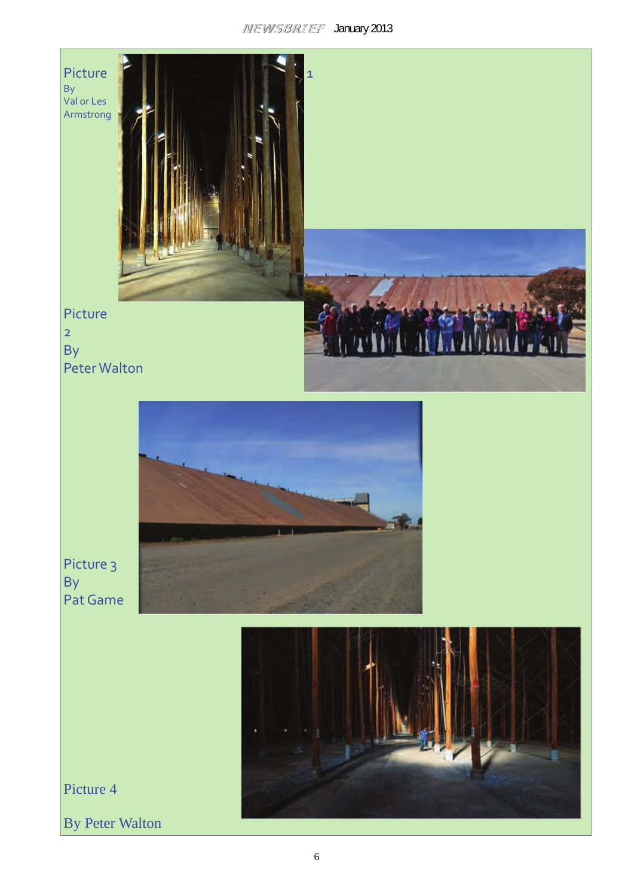Picture 1
By
Val or Les Armstrong

Picture 2
By
Peter Walton

Picture 3
By
Pat Game

Picture 4

By Peter Walton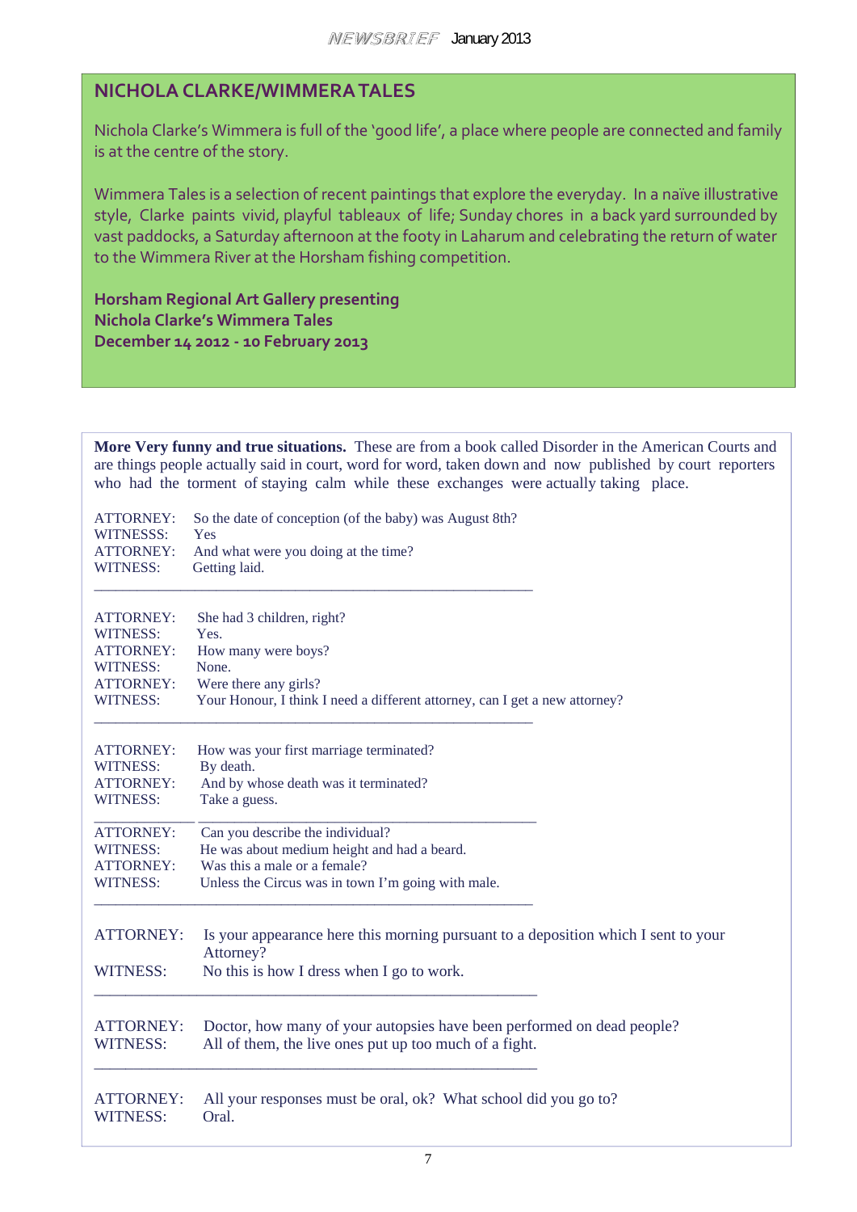## NICHOLA CLARKE/WIMMERA TALES

Nichola Clarke's Wimmera is full of the 'good life', a place where people are connected and family is at the centre of the story.

Wimmera Tales is a selection of recent paintings that explore the everyday. In a naïve illustrative style, Clarke paints vivid, playful tableaux of life; Sunday chores in a back yard surrounded by vast paddocks, a Saturday afternoon at the footy in Laharum and celebrating the return of water to the Wimmera River at the Horsham fishing competition.

**Horsham Regional Art Gallery presenting**
**Nichola Clarke's Wimmera Tales**
**December 14 2012 - 10 February 2013**

**More Very funny and true situations.** These are from a book called Disorder in the American Courts and are things people actually said in court, word for word, taken down and now published by court reporters who had the torment of staying calm while these exchanges were actually taking place.

ATTORNEY: So the date of conception (of the baby) was August 8th?
WITNESSS: Yes
ATTORNEY: And what were you doing at the time?
WITNESS: Getting laid.

---

ATTORNEY: She had 3 children, right?
WITNESS: Yes.
ATTORNEY: How many were boys?
WITNESS: None.
ATTORNEY: Were there any girls?
WITNESS: Your Honour, I think I need a different attorney, can I get a new attorney?

---

ATTORNEY: How was your first marriage terminated?
WITNESS: By death.
ATTORNEY: And by whose death was it terminated?
WITNESS: Take a guess.

---

ATTORNEY: Can you describe the individual?
WITNESS: He was about medium height and had a beard.
ATTORNEY: Was this a male or a female?
WITNESS: Unless the Circus was in town I'm going with male.

---

ATTORNEY: Is your appearance here this morning pursuant to a deposition which I sent to your Attorney?
WITNESS: No this is how I dress when I go to work.

---

ATTORNEY: Doctor, how many of your autopsies have been performed on dead people?
WITNESS: All of them, the live ones put up too much of a fight.

---

ATTORNEY: All your responses must be oral, ok? What school did you go to?
WITNESS: Oral.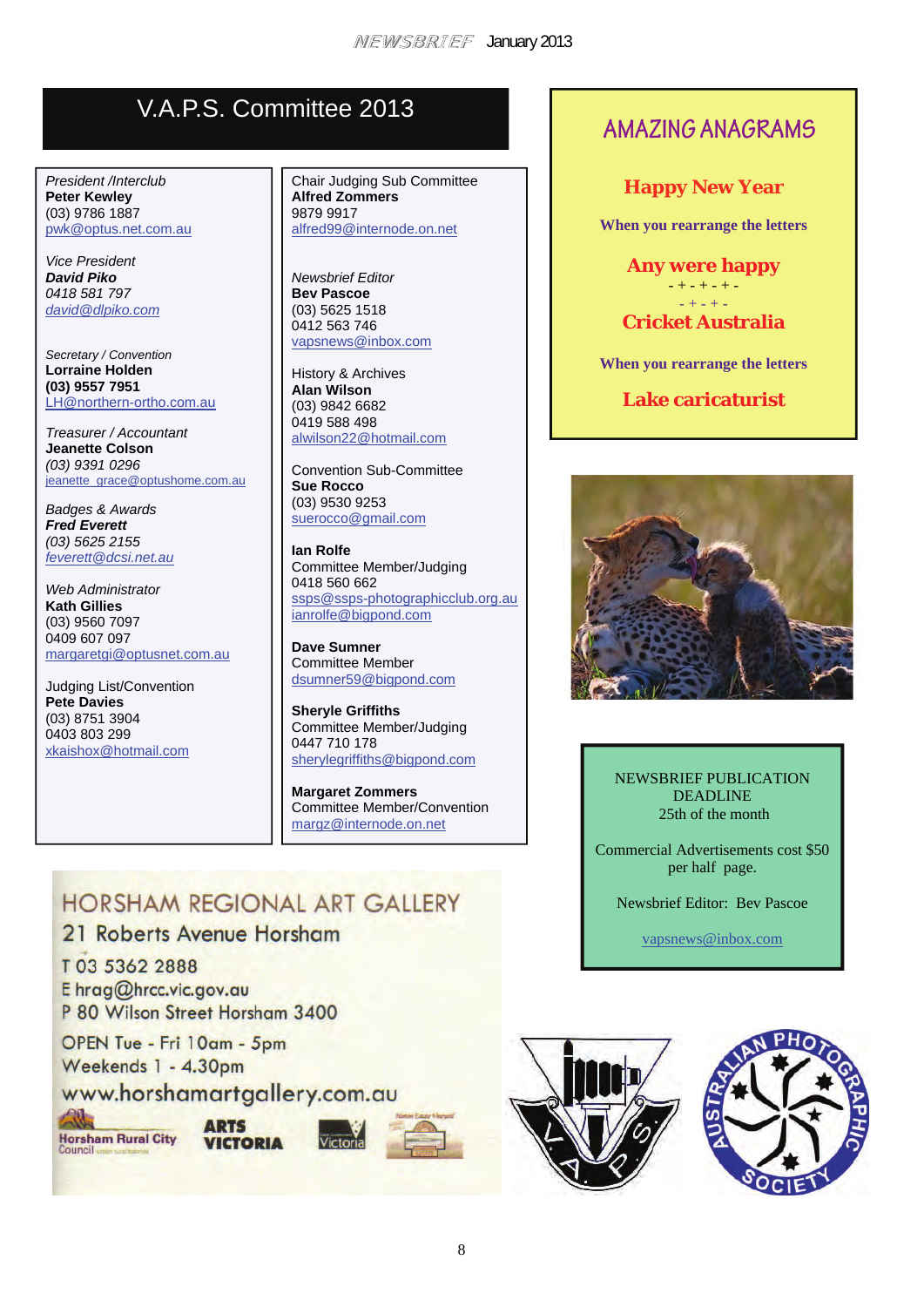# V.A.P.S. Committee 2013

*President /Interclub*
**Peter Kewley**
(03) 9786 1887
pwk@optus.net.com.au

*Vice President*
***David Piko***
*0418 581 797*
*david@dlpiko.com*

*Secretary / Convention*
**Lorraine Holden**
**(03) 9557 7951**
LH@northern-ortho.com.au

*Treasurer / Accountant*
**Jeanette Colson**
*(03) 9391 0296*
jeanette_grace@optushome.com.au

*Badges & Awards*
***Fred Everett***
*(03) 5625 2155*
*feverett@dcsi.net.au*

*Web Administrator*
**Kath Gillies**
(03) 9560 7097
0409 607 097
margaretgi@optusnet.com.au

Judging List/Convention
**Pete Davies**
(03) 8751 3904
0403 803 299
xkaishox@hotmail.com

Chair Judging Sub Committee
**Alfred Zommers**
9879 9917
alfred99@internode.on.net

*Newsbrief Editor*
**Bev Pascoe**
(03) 5625 1518
0412 563 746
vapsnews@inbox.com

History & Archives
**Alan Wilson**
(03) 9842 6682
0419 588 498
alwilson22@hotmail.com

Convention Sub-Committee
**Sue Rocco**
(03) 9530 9253
suerocco@gmail.com

**Ian Rolfe**
Committee Member/Judging
0418 560 662
ssps@ssps-photographicclub.org.au
ianrolfe@bigpond.com

**Dave Sumner**
Committee Member
dsumner59@bigpond.com

**Sheryle Griffiths**
Committee Member/Judging
0447 710 178
sherylegriffiths@bigpond.com

**Margaret Zommers**
Committee Member/Convention
margz@internode.on.net

## AMAZING ANAGRAMS

**Happy New Year**

**When you rearrange the letters**

**Any were happy**

- + - + - + -

- + - + -

**Cricket Australia**

**When you rearrange the letters**

**Lake caricaturist**

NEWSBRIEF PUBLICATION DEADLINE
25th of the month

Commercial Advertisements cost $50 per half page.

Newsbrief Editor: Bev Pascoe

vapsnews@inbox.com

HORSHAM REGIONAL ART GALLERY
21 Roberts Avenue Horsham
T 03 5362 2888
E hrag@hrcc.vic.gov.au
P 80 Wilson Street Horsham 3400
OPEN Tue - Fri 10am - 5pm
Weekends 1 - 4.30pm
www.horshamartgallery.com.au

Horsham Rural City Council | ARTS VICTORIA | Victoria